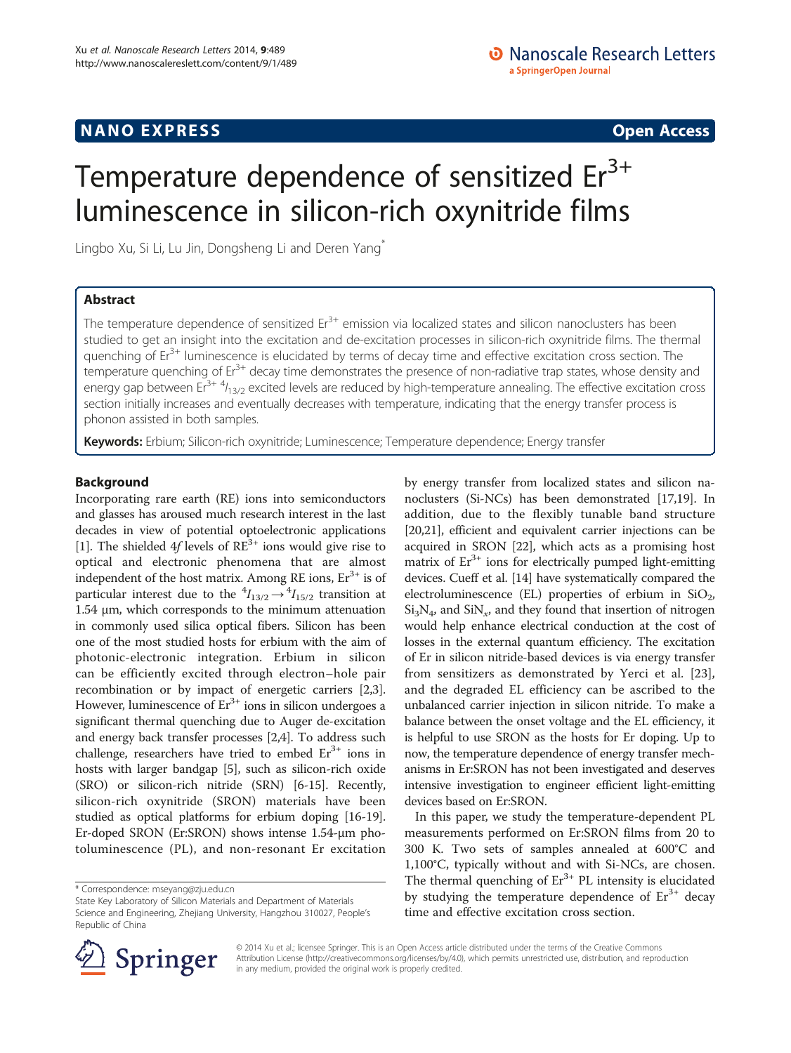NANO EXPRESS **Open Access**

# Temperature dependence of sensitized $Er^{3+}$ luminescence in silicon-rich oxynitride films

Lingbo Xu, Si Li, Lu Jin, Dongsheng Li and Deren Yang*

## Abstract

The temperature dependence of sensitized $Er^{3+}$ emission via localized states and silicon nanoclusters has been studied to get an insight into the excitation and de-excitation processes in silicon-rich oxynitride films. The thermal quenching of $Er^{3+}$ luminescence is elucidated by terms of decay time and effective excitation cross section. The temperature quenching of $Er^{3+}$ decay time demonstrates the presence of non-radiative trap states, whose density and energy gap between $Er^{3+}$ $^4I_{13/2}$ excited levels are reduced by high-temperature annealing. The effective excitation cross section initially increases and eventually decreases with temperature, indicating that the energy transfer process is phonon assisted in both samples.

**Keywords:** Erbium; Silicon-rich oxynitride; Luminescence; Temperature dependence; Energy transfer

## Background

Incorporating rare earth (RE) ions into semiconductors and glasses has aroused much research interest in the last decades in view of potential optoelectronic applications [1]. The shielded 4*f* levels of $RE^{3+}$ ions would give rise to optical and electronic phenomena that are almost independent of the host matrix. Among RE ions, $Er^{3+}$ is of particular interest due to the $^4I_{13/2} \rightarrow {}^4I_{15/2}$ transition at 1.54 μm, which corresponds to the minimum attenuation in commonly used silica optical fibers. Silicon has been one of the most studied hosts for erbium with the aim of photonic-electronic integration. Erbium in silicon can be efficiently excited through electron–hole pair recombination or by impact of energetic carriers [2,3]. However, luminescence of $Er^{3+}$ ions in silicon undergoes a significant thermal quenching due to Auger de-excitation and energy back transfer processes [2,4]. To address such challenge, researchers have tried to embed $Er^{3+}$ ions in hosts with larger bandgap [5], such as silicon-rich oxide (SRO) or silicon-rich nitride (SRN) [6-15]. Recently, silicon-rich oxynitride (SRON) materials have been studied as optical platforms for erbium doping [16-19]. Er-doped SRON (Er:SRON) shows intense 1.54-μm photoluminescence (PL), and non-resonant Er excitation by energy transfer from localized states and silicon nanoclusters (Si-NCs) has been demonstrated [17,19]. In addition, due to the flexibly tunable band structure [20,21], efficient and equivalent carrier injections can be acquired in SRON [22], which acts as a promising host matrix of $Er^{3+}$ ions for electrically pumped light-emitting devices. Cueff et al. [14] have systematically compared the electroluminescence (EL) properties of erbium in $SiO_2$, $Si_3N_4$, and $SiN_x$, and they found that insertion of nitrogen would help enhance electrical conduction at the cost of losses in the external quantum efficiency. The excitation of Er in silicon nitride-based devices is via energy transfer from sensitizers as demonstrated by Yerci et al. [23], and the degraded EL efficiency can be ascribed to the unbalanced carrier injection in silicon nitride. To make a balance between the onset voltage and the EL efficiency, it is helpful to use SRON as the hosts for Er doping. Up to now, the temperature dependence of energy transfer mechanisms in Er:SRON has not been investigated and deserves intensive investigation to engineer efficient light-emitting devices based on Er:SRON.

In this paper, we study the temperature-dependent PL measurements performed on Er:SRON films from 20 to 300 K. Two sets of samples annealed at 600°C and 1,100°C, typically without and with Si-NCs, are chosen. The thermal quenching of $Er^{3+}$ PL intensity is elucidated by studying the temperature dependence of $Er^{3+}$ decay time and effective excitation cross section.

* Correspondence: mseyang@zju.edu.cn
State Key Laboratory of Silicon Materials and Department of Materials Science and Engineering, Zhejiang University, Hangzhou 310027, People's Republic of China

© 2014 Xu et al.; licensee Springer. This is an Open Access article distributed under the terms of the Creative Commons Attribution License (http://creativecommons.org/licenses/by/4.0), which permits unrestricted use, distribution, and reproduction in any medium, provided the original work is properly credited.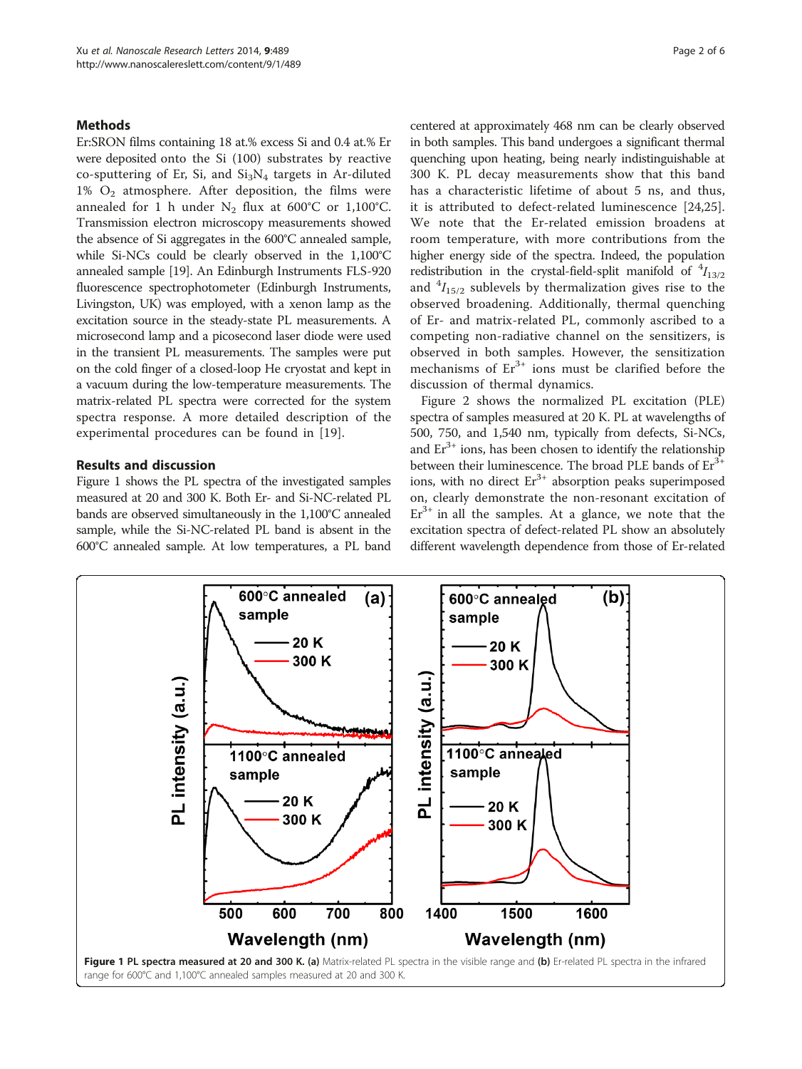## Methods

Er:SRON films containing 18 at.% excess Si and 0.4 at.% Er were deposited onto the Si (100) substrates by reactive co-sputtering of Er, Si, and $Si_3N_4$ targets in Ar-diluted 1% $O_2$ atmosphere. After deposition, the films were annealed for 1 h under $N_2$ flux at 600°C or 1,100°C. Transmission electron microscopy measurements showed the absence of Si aggregates in the 600°C annealed sample, while Si-NCs could be clearly observed in the 1,100°C annealed sample [19]. An Edinburgh Instruments FLS-920 fluorescence spectrophotometer (Edinburgh Instruments, Livingston, UK) was employed, with a xenon lamp as the excitation source in the steady-state PL measurements. A microsecond lamp and a picosecond laser diode were used in the transient PL measurements. The samples were put on the cold finger of a closed-loop He cryostat and kept in a vacuum during the low-temperature measurements. The matrix-related PL spectra were corrected for the system spectra response. A more detailed description of the experimental procedures can be found in [19].

## Results and discussion

Figure 1 shows the PL spectra of the investigated samples measured at 20 and 300 K. Both Er- and Si-NC-related PL bands are observed simultaneously in the 1,100°C annealed sample, while the Si-NC-related PL band is absent in the 600°C annealed sample. At low temperatures, a PL band centered at approximately 468 nm can be clearly observed in both samples. This band undergoes a significant thermal quenching upon heating, being nearly indistinguishable at 300 K. PL decay measurements show that this band has a characteristic lifetime of about 5 ns, and thus, it is attributed to defect-related luminescence [24,25]. We note that the Er-related emission broadens at room temperature, with more contributions from the higher energy side of the spectra. Indeed, the population redistribution in the crystal-field-split manifold of $^4I_{13/2}$ and $^4I_{15/2}$ sublevels by thermalization gives rise to the observed broadening. Additionally, thermal quenching of Er- and matrix-related PL, commonly ascribed to a competing non-radiative channel on the sensitizers, is observed in both samples. However, the sensitization mechanisms of $Er^{3+}$ ions must be clarified before the discussion of thermal dynamics.

Figure 2 shows the normalized PL excitation (PLE) spectra of samples measured at 20 K. PL at wavelengths of 500, 750, and 1,540 nm, typically from defects, Si-NCs, and $Er^{3+}$ ions, has been chosen to identify the relationship between their luminescence. The broad PLE bands of $Er^{3+}$ ions, with no direct $Er^{3+}$ absorption peaks superimposed on, clearly demonstrate the non-resonant excitation of $Er^{3+}$ in all the samples. At a glance, we note that the excitation spectra of defect-related PL show an absolutely different wavelength dependence from those of Er-related

**Figure 1 PL spectra measured at 20 and 300 K.** **(a)** Matrix-related PL spectra in the visible range and **(b)** Er-related PL spectra in the infrared range for 600°C and 1,100°C annealed samples measured at 20 and 300 K.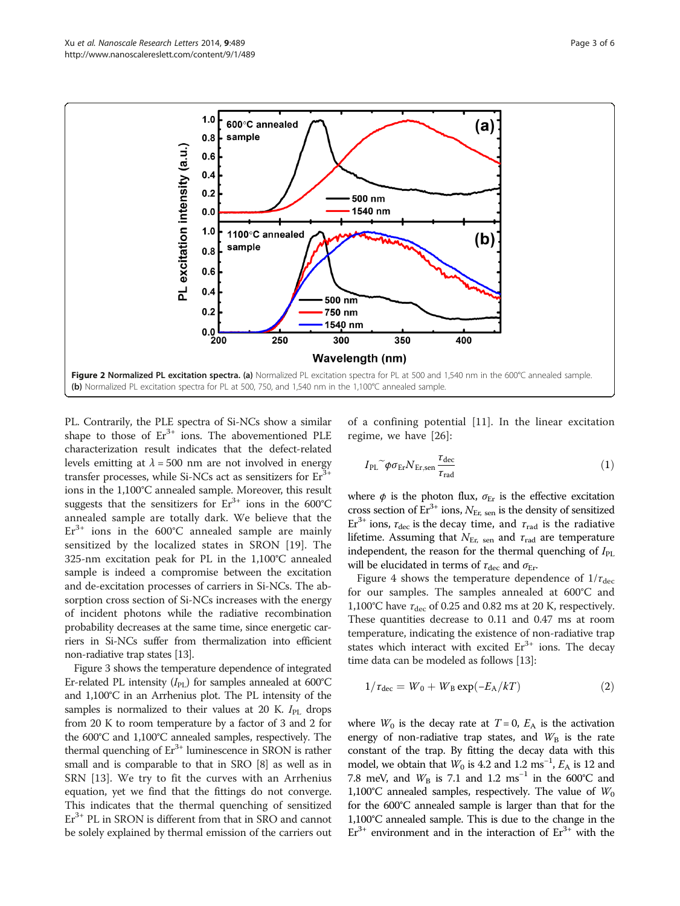**Figure 2 Normalized PL excitation spectra.** **(a)** Normalized PL excitation spectra for PL at 500 and 1,540 nm in the 600°C annealed sample. **(b)** Normalized PL excitation spectra for PL at 500, 750, and 1,540 nm in the 1,100°C annealed sample.

PL. Contrarily, the PLE spectra of Si-NCs show a similar shape to those of $Er^{3+}$ ions. The abovementioned PLE characterization result indicates that the defect-related levels emitting at $\lambda = 500$ nm are not involved in energy transfer processes, while Si-NCs act as sensitizers for $Er^{3+}$ ions in the 1,100°C annealed sample. Moreover, this result suggests that the sensitizers for $Er^{3+}$ ions in the 600°C annealed sample are totally dark. We believe that the $Er^{3+}$ ions in the 600°C annealed sample are mainly sensitized by the localized states in SRON [19]. The 325-nm excitation peak for PL in the 1,100°C annealed sample is indeed a compromise between the excitation and de-excitation processes of carriers in Si-NCs. The absorption cross section of Si-NCs increases with the energy of incident photons while the radiative recombination probability decreases at the same time, since energetic carriers in Si-NCs suffer from thermalization into efficient non-radiative trap states [13].

Figure 3 shows the temperature dependence of integrated Er-related PL intensity ($I_{PL}$) for samples annealed at 600°C and 1,100°C in an Arrhenius plot. The PL intensity of the samples is normalized to their values at 20 K. $I_{PL}$ drops from 20 K to room temperature by a factor of 3 and 2 for the 600°C and 1,100°C annealed samples, respectively. The thermal quenching of $Er^{3+}$ luminescence in SRON is rather small and is comparable to that in SRO [8] as well as in SRN [13]. We try to fit the curves with an Arrhenius equation, yet we find that the fittings do not converge. This indicates that the thermal quenching of sensitized $Er^{3+}$ PL in SRON is different from that in SRO and cannot be solely explained by thermal emission of the carriers out of a confining potential [11]. In the linear excitation regime, we have [26]:

$$I_{PL} \sim \phi \sigma_{Er} N_{Er,sen} \frac{\tau_{dec}}{\tau_{rad}} \tag{1}$$

where $\phi$ is the photon flux, $\sigma_{Er}$ is the effective excitation cross section of $Er^{3+}$ ions, $N_{Er,\,sen}$ is the density of sensitized $Er^{3+}$ ions, $\tau_{dec}$ is the decay time, and $\tau_{rad}$ is the radiative lifetime. Assuming that $N_{Er,\,sen}$ and $\tau_{rad}$ are temperature independent, the reason for the thermal quenching of $I_{PL}$ will be elucidated in terms of $\tau_{dec}$ and $\sigma_{Er}$.

Figure 4 shows the temperature dependence of $1/\tau_{dec}$ for our samples. The samples annealed at 600°C and 1,100°C have $\tau_{dec}$ of 0.25 and 0.82 ms at 20 K, respectively. These quantities decrease to 0.11 and 0.47 ms at room temperature, indicating the existence of non-radiative trap states which interact with excited $Er^{3+}$ ions. The decay time data can be modeled as follows [13]:

$$1/\tau_{dec} = W_0 + W_B \exp(-E_A/kT) \tag{2}$$

where $W_0$ is the decay rate at $T = 0$, $E_A$ is the activation energy of non-radiative trap states, and $W_B$ is the rate constant of the trap. By fitting the decay data with this model, we obtain that $W_0$ is 4.2 and 1.2 $ms^{-1}$, $E_A$ is 12 and 7.8 meV, and $W_B$ is 7.1 and 1.2 $ms^{-1}$ in the 600°C and 1,100°C annealed samples, respectively. The value of $W_0$ for the 600°C annealed sample is larger than that for the 1,100°C annealed sample. This is due to the change in the $Er^{3+}$ environment and in the interaction of $Er^{3+}$ with the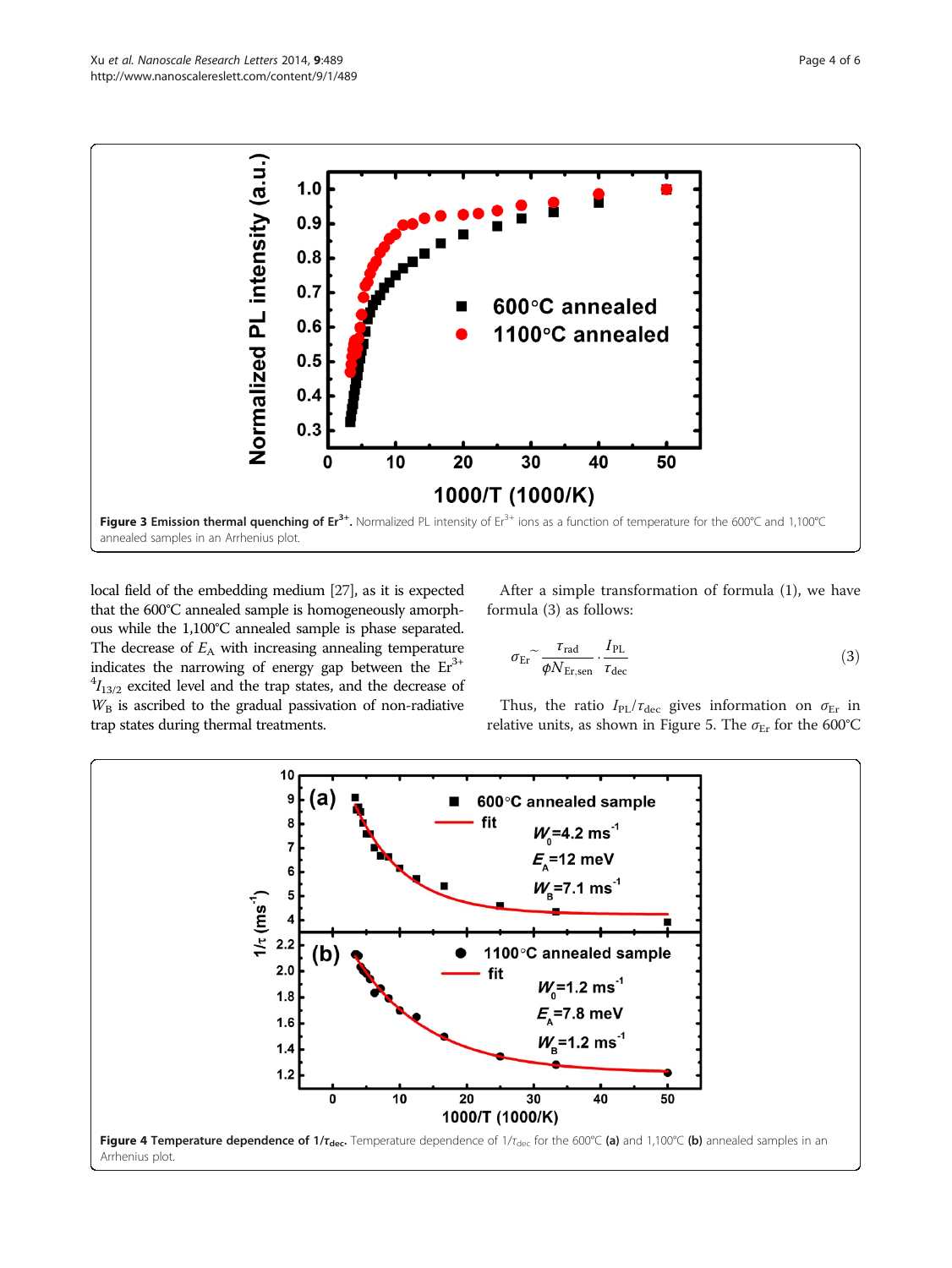**Figure 3 Emission thermal quenching of $Er^{3+}$.** Normalized PL intensity of $Er^{3+}$ ions as a function of temperature for the 600°C and 1,100°C annealed samples in an Arrhenius plot.

local field of the embedding medium [27], as it is expected that the 600°C annealed sample is homogeneously amorphous while the 1,100°C annealed sample is phase separated. The decrease of $E_A$ with increasing annealing temperature indicates the narrowing of energy gap between the $Er^{3+}$ $^4I_{13/2}$ excited level and the trap states, and the decrease of $W_B$ is ascribed to the gradual passivation of non-radiative trap states during thermal treatments.

After a simple transformation of formula (1), we have formula (3) as follows:

$$\sigma_{Er} \sim \frac{\tau_{rad}}{\phi N_{Er,sen}} \cdot \frac{I_{PL}}{\tau_{dec}} \tag{3}$$

Thus, the ratio $I_{PL}/\tau_{dec}$ gives information on $\sigma_{Er}$ in relative units, as shown in Figure 5. The $\sigma_{Er}$ for the 600°C

**Figure 4 Temperature dependence of $1/\tau_{dec}$.** Temperature dependence of $1/\tau_{dec}$ for the 600°C **(a)** and 1,100°C **(b)** annealed samples in an Arrhenius plot.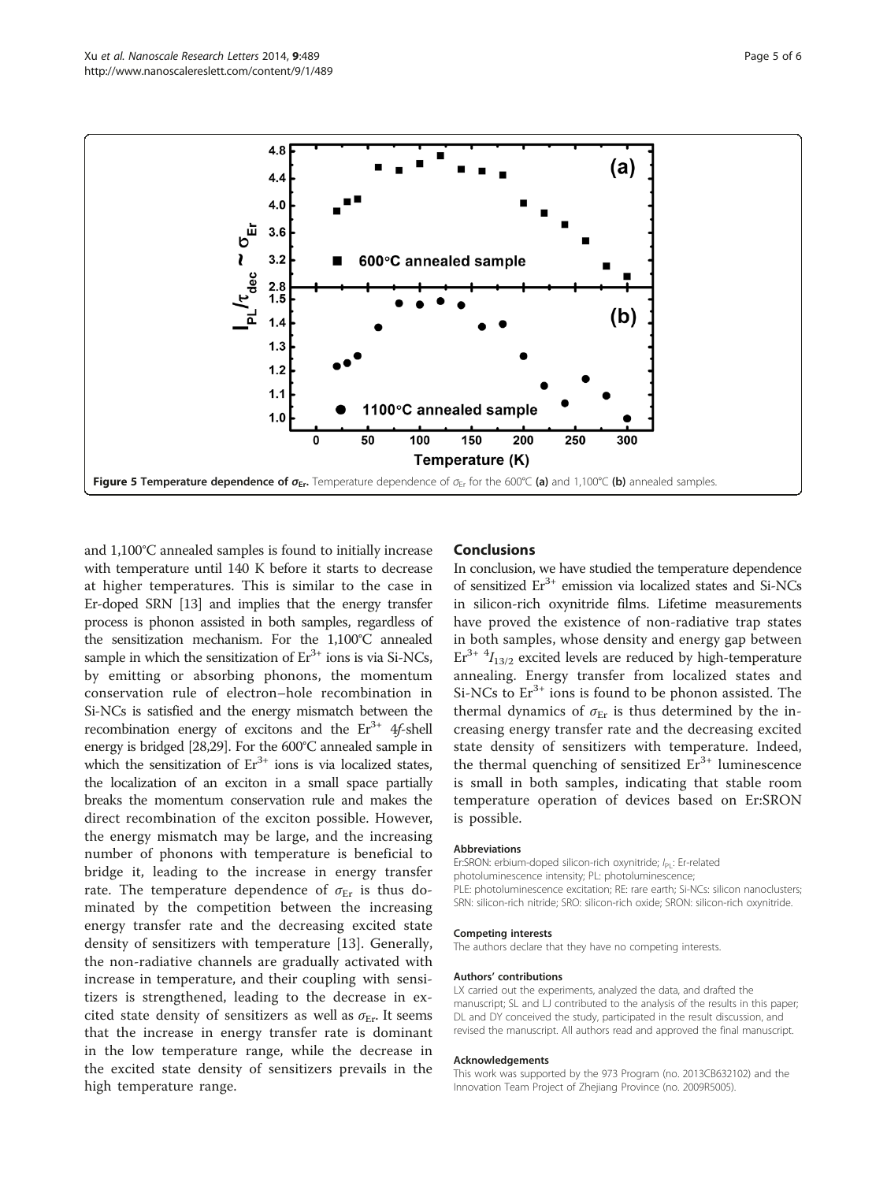**Figure 5 Temperature dependence of $\sigma_{Er}$.** Temperature dependence of $\sigma_{Er}$ for the 600°C **(a)** and 1,100°C **(b)** annealed samples.

and 1,100°C annealed samples is found to initially increase with temperature until 140 K before it starts to decrease at higher temperatures. This is similar to the case in Er-doped SRN [13] and implies that the energy transfer process is phonon assisted in both samples, regardless of the sensitization mechanism. For the 1,100°C annealed sample in which the sensitization of $Er^{3+}$ ions is via Si-NCs, by emitting or absorbing phonons, the momentum conservation rule of electron–hole recombination in Si-NCs is satisfied and the energy mismatch between the recombination energy of excitons and the $Er^{3+}$ 4*f*-shell energy is bridged [28,29]. For the 600°C annealed sample in which the sensitization of $Er^{3+}$ ions is via localized states, the localization of an exciton in a small space partially breaks the momentum conservation rule and makes the direct recombination of the exciton possible. However, the energy mismatch may be large, and the increasing number of phonons with temperature is beneficial to bridge it, leading to the increase in energy transfer rate. The temperature dependence of $\sigma_{Er}$ is thus dominated by the competition between the increasing energy transfer rate and the decreasing excited state density of sensitizers with temperature [13]. Generally, the non-radiative channels are gradually activated with increase in temperature, and their coupling with sensitizers is strengthened, leading to the decrease in excited state density of sensitizers as well as $\sigma_{Er}$. It seems that the increase in energy transfer rate is dominant in the low temperature range, while the decrease in the excited state density of sensitizers prevails in the high temperature range.

## Conclusions

In conclusion, we have studied the temperature dependence of sensitized $Er^{3+}$ emission via localized states and Si-NCs in silicon-rich oxynitride films. Lifetime measurements have proved the existence of non-radiative trap states in both samples, whose density and energy gap between $Er^{3+}$ $^4I_{13/2}$ excited levels are reduced by high-temperature annealing. Energy transfer from localized states and Si-NCs to $Er^{3+}$ ions is found to be phonon assisted. The thermal dynamics of $\sigma_{Er}$ is thus determined by the increasing energy transfer rate and the decreasing excited state density of sensitizers with temperature. Indeed, the thermal quenching of sensitized $Er^{3+}$ luminescence is small in both samples, indicating that stable room temperature operation of devices based on Er:SRON is possible.

#### Abbreviations

Er:SRON: erbium-doped silicon-rich oxynitride; $I_{PL}$: Er-related photoluminescence intensity; PL: photoluminescence; PLE: photoluminescence excitation; RE: rare earth; Si-NCs: silicon nanoclusters; SRN: silicon-rich nitride; SRO: silicon-rich oxide; SRON: silicon-rich oxynitride.

#### Competing interests

The authors declare that they have no competing interests.

#### Authors' contributions

LX carried out the experiments, analyzed the data, and drafted the manuscript; SL and LJ contributed to the analysis of the results in this paper; DL and DY conceived the study, participated in the result discussion, and revised the manuscript. All authors read and approved the final manuscript.

#### Acknowledgements

This work was supported by the 973 Program (no. 2013CB632102) and the Innovation Team Project of Zhejiang Province (no. 2009R5005).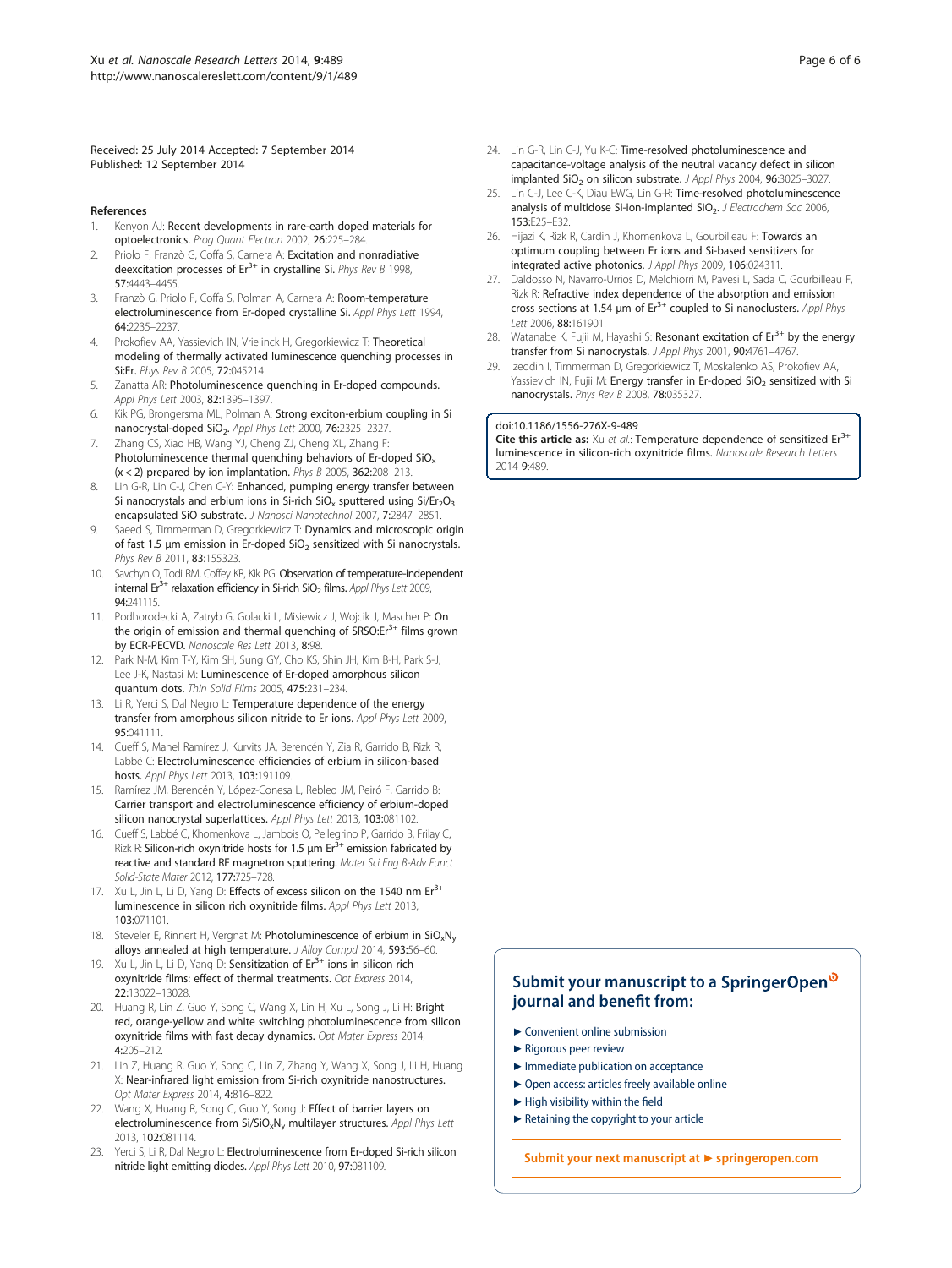Received: 25 July 2014 Accepted: 7 September 2014
Published: 12 September 2014

### References

1. Kenyon AJ: **Recent developments in rare-earth doped materials for optoelectronics.** *Prog Quant Electron* 2002, **26:**225–284.
2. Priolo F, Franzò G, Coffa S, Carnera A: **Excitation and nonradiative deexcitation processes of $Er^{3+}$ in crystalline Si.** *Phys Rev B* 1998, **57:**4443–4455.
3. Franzò G, Priolo F, Coffa S, Polman A, Carnera A: **Room-temperature electroluminescence from Er-doped crystalline Si.** *Appl Phys Lett* 1994, **64:**2235–2237.
4. Prokofiev AA, Yassievich IN, Vrielinck H, Gregorkiewicz T: **Theoretical modeling of thermally activated luminescence quenching processes in Si:Er.** *Phys Rev B* 2005, **72:**045214.
5. Zanatta AR: **Photoluminescence quenching in Er-doped compounds.** *Appl Phys Lett* 2003, **82:**1395–1397.
6. Kik PG, Brongersma ML, Polman A: **Strong exciton-erbium coupling in Si nanocrystal-doped $SiO_2$.** *Appl Phys Lett* 2000, **76:**2325–2327.
7. Zhang CS, Xiao HB, Wang YJ, Cheng ZJ, Cheng XL, Zhang F: **Photoluminescence thermal quenching behaviors of Er-doped $SiO_x$ ($x < 2$) prepared by ion implantation.** *Phys B* 2005, **362:**208–213.
8. Lin G-R, Lin C-J, Chen C-Y: **Enhanced, pumping energy transfer between Si nanocrystals and erbium ions in Si-rich $SiO_x$ sputtered using $Si/Er_2O_3$ encapsulated SiO substrate.** *J Nanosci Nanotechnol* 2007, **7:**2847–2851.
9. Saeed S, Timmerman D, Gregorkiewicz T: **Dynamics and microscopic origin of fast 1.5 μm emission in Er-doped $SiO_2$ sensitized with Si nanocrystals.** *Phys Rev B* 2011, **83:**155323.
10. Savchyn O, Todi RM, Coffey KR, Kik PG: **Observation of temperature-independent internal $Er^{3+}$ relaxation efficiency in Si-rich $SiO_2$ films.** *Appl Phys Lett* 2009, **94:**241115.
11. Podhorodecki A, Zatryb G, Golacki L, Misiewicz J, Wojcik J, Mascher P: **On the origin of emission and thermal quenching of SRSO:$Er^{3+}$ films grown by ECR-PECVD.** *Nanoscale Res Lett* 2013, **8:**98.
12. Park N-M, Kim T-Y, Kim SH, Sung GY, Cho KS, Shin JH, Kim B-H, Park S-J, Lee J-K, Nastasi M: **Luminescence of Er-doped amorphous silicon quantum dots.** *Thin Solid Films* 2005, **475:**231–234.
13. Li R, Yerci S, Dal Negro L: **Temperature dependence of the energy transfer from amorphous silicon nitride to Er ions.** *Appl Phys Lett* 2009, **95:**041111.
14. Cueff S, Manel Ramírez J, Kurvits JA, Berencén Y, Zia R, Garrido B, Rizk R, Labbé C: **Electroluminescence efficiencies of erbium in silicon-based hosts.** *Appl Phys Lett* 2013, **103:**191109.
15. Ramírez JM, Berencén Y, López-Conesa L, Rebled JM, Peiró F, Garrido B: **Carrier transport and electroluminescence efficiency of erbium-doped silicon nanocrystal superlattices.** *Appl Phys Lett* 2013, **103:**081102.
16. Cueff S, Labbé C, Khomenkova L, Jambois O, Pellegrino P, Garrido B, Frilay C, Rizk R: **Silicon-rich oxynitride hosts for 1.5 μm $Er^{3+}$ emission fabricated by reactive and standard RF magnetron sputtering.** *Mater Sci Eng B-Adv Funct Solid-State Mater* 2012, **177:**725–728.
17. Xu L, Jin L, Li D, Yang D: **Effects of excess silicon on the 1540 nm $Er^{3+}$ luminescence in silicon rich oxynitride films.** *Appl Phys Lett* 2013, **103:**071101.
18. Steveler E, Rinnert H, Vergnat M: **Photoluminescence of erbium in $SiO_xN_y$ alloys annealed at high temperature.** *J Alloy Compd* 2014, **593:**56–60.
19. Xu L, Jin L, Li D, Yang D: **Sensitization of $Er^{3+}$ ions in silicon rich oxynitride films: effect of thermal treatments.** *Opt Express* 2014, **22:**13022–13028.
20. Huang R, Lin Z, Guo Y, Song C, Wang X, Lin H, Xu L, Song J, Li H: **Bright red, orange-yellow and white switching photoluminescence from silicon oxynitride films with fast decay dynamics.** *Opt Mater Express* 2014, **4:**205–212.
21. Lin Z, Huang R, Guo Y, Song C, Lin Z, Zhang Y, Wang X, Song J, Li H, Huang X: **Near-infrared light emission from Si-rich oxynitride nanostructures.** *Opt Mater Express* 2014, **4:**816–822.
22. Wang X, Huang R, Song C, Guo Y, Song J: **Effect of barrier layers on electroluminescence from $Si/SiO_xN_y$ multilayer structures.** *Appl Phys Lett* 2013, **102:**081114.
23. Yerci S, Li R, Dal Negro L: **Electroluminescence from Er-doped Si-rich silicon nitride light emitting diodes.** *Appl Phys Lett* 2010, **97:**081109.
24. Lin G-R, Lin C-J, Yu K-C: **Time-resolved photoluminescence and capacitance-voltage analysis of the neutral vacancy defect in silicon implanted $SiO_2$ on silicon substrate.** *J Appl Phys* 2004, **96:**3025–3027.
25. Lin C-J, Lee C-K, Diau EWG, Lin G-R: **Time-resolved photoluminescence analysis of multidose Si-ion-implanted $SiO_2$.** *J Electrochem Soc* 2006, **153:**E25–E32.
26. Hijazi K, Rizk R, Cardin J, Khomenkova L, Gourbilleau F: **Towards an optimum coupling between Er ions and Si-based sensitizers for integrated active photonics.** *J Appl Phys* 2009, **106:**024311.
27. Daldosso N, Navarro-Urrios D, Melchiorri M, Pavesi L, Sada C, Gourbilleau F, Rizk R: **Refractive index dependence of the absorption and emission cross sections at 1.54 μm of $Er^{3+}$ coupled to Si nanoclusters.** *Appl Phys Lett* 2006, **88:**161901.
28. Watanabe K, Fujii M, Hayashi S: **Resonant excitation of $Er^{3+}$ by the energy transfer from Si nanocrystals.** *J Appl Phys* 2001, **90:**4761–4767.
29. Izeddin I, Timmerman D, Gregorkiewicz T, Moskalenko AS, Prokofiev AA, Yassievich IN, Fujii M: **Energy transfer in Er-doped $SiO_2$ sensitized with Si nanocrystals.** *Phys Rev B* 2008, **78:**035327.

doi:10.1186/1556-276X-9-489
**Cite this article as:** Xu *et al.*: Temperature dependence of sensitized $Er^{3+}$ luminescence in silicon-rich oxynitride films. *Nanoscale Research Letters* 2014 **9**:489.

**Submit your manuscript to a SpringerOpen journal and benefit from:**

- ► Convenient online submission
- ► Rigorous peer review
- ► Immediate publication on acceptance
- ► Open access: articles freely available online
- ► High visibility within the field
- ► Retaining the copyright to your article

**Submit your next manuscript at ► springeropen.com**